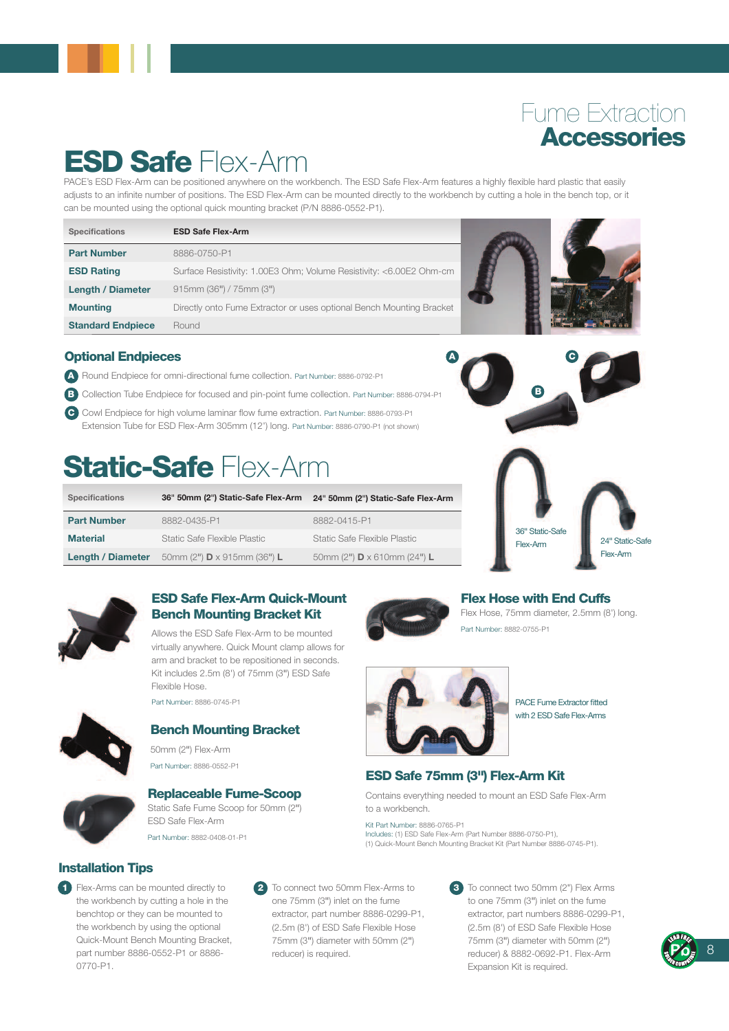# Fume Extraction **Accessories**

# **ESD Safe** Flex-Arm

PACE's ESD Flex-Arm can be positioned anywhere on the workbench. The ESD Safe Flex-Arm features a highly flexible hard plastic that easily adjusts to an infinite number of positions. The ESD Safe Flex-Arm can be mounted directly to the workbench by cutting a hole in the bench top, or it can be mounted using the optional quick mounting bracket (P/N 8886-0552-P1).

| Specifications | ESD Safe Flex-Arm |
|---|---|
| **Part Number** | 8886-0750-P1 |
| **ESD Rating** | Surface Resistivity: 1.00E3 Ohm; Volume Resistivity: <6.00E2 Ohm-cm |
| **Length / Diameter** | 915mm (36") / 75mm (3") |
| **Mounting** | Directly onto Fume Extractor or uses optional Bench Mounting Bracket |
| **Standard Endpiece** | Round |

## Optional Endpieces

- **A** Round Endpiece for omni-directional fume collection. Part Number: 8886-0792-P1
- **B** Collection Tube Endpiece for focused and pin-point fume collection. Part Number: 8886-0794-P1
- **C** Cowl Endpiece for high volume laminar flow fume extraction. Part Number: 8886-0793-P1
  Extension Tube for ESD Flex-Arm 305mm (12") long. Part Number: 8886-0790-P1 (not shown)

# **Static-Safe** Flex-Arm

| Specifications | 36" 50mm (2") Static-Safe Flex-Arm | 24" 50mm (2") Static-Safe Flex-Arm |
|---|---|---|
| **Part Number** | 8882-0435-P1 | 8882-0415-P1 |
| **Material** | Static Safe Flexible Plastic | Static Safe Flexible Plastic |
| **Length / Diameter** | 50mm (2") **D** x 915mm (36") **L** | 50mm (2") **D** x 610mm (24") **L** |

36" Static-Safe Flex-Arm

24" Static-Safe Flex-Arm

## ESD Safe Flex-Arm Quick-Mount Bench Mounting Bracket Kit

Allows the ESD Safe Flex-Arm to be mounted virtually anywhere. Quick Mount clamp allows for arm and bracket to be repositioned in seconds. Kit includes 2.5m (8') of 75mm (3") ESD Safe Flexible Hose.

Part Number: 8886-0745-P1

## Bench Mounting Bracket

50mm (2") Flex-Arm

Part Number: 8886-0552-P1

## Replaceable Fume-Scoop

Static Safe Fume Scoop for 50mm (2") ESD Safe Flex-Arm

Part Number: 8882-0408-01-P1

## Flex Hose with End Cuffs

Flex Hose, 75mm diameter, 2.5mm (8') long.

Part Number: 8882-0755-P1

PACE Fume Extractor fitted with 2 ESD Safe Flex-Arms

## ESD Safe 75mm (3") Flex-Arm Kit

Contains everything needed to mount an ESD Safe Flex-Arm to a workbench.

Kit Part Number: 8886-0765-P1
Includes: (1) ESD Safe Flex-Arm (Part Number 8886-0750-P1).
(1) Quick-Mount Bench Mounting Bracket Kit (Part Number 8886-0745-P1).

## Installation Tips

1. Flex-Arms can be mounted directly to the workbench by cutting a hole in the benchtop or they can be mounted to the workbench by using the optional Quick-Mount Bench Mounting Bracket, part number 8886-0552-P1 or 8886-0770-P1.
2. To connect two 50mm Flex-Arms to one 75mm (3") inlet on the fume extractor, part number 8886-0299-P1, (2.5m (8') of ESD Safe Flexible Hose 75mm (3") diameter with 50mm (2") reducer) is required.
3. To connect two 50mm (2") Flex Arms to one 75mm (3") inlet on the fume extractor, part numbers 8886-0299-P1, (2.5m (8') of ESD Safe Flexible Hose 75mm (3") diameter with 50mm (2") reducer) & 8882-0692-P1. Flex-Arm Expansion Kit is required.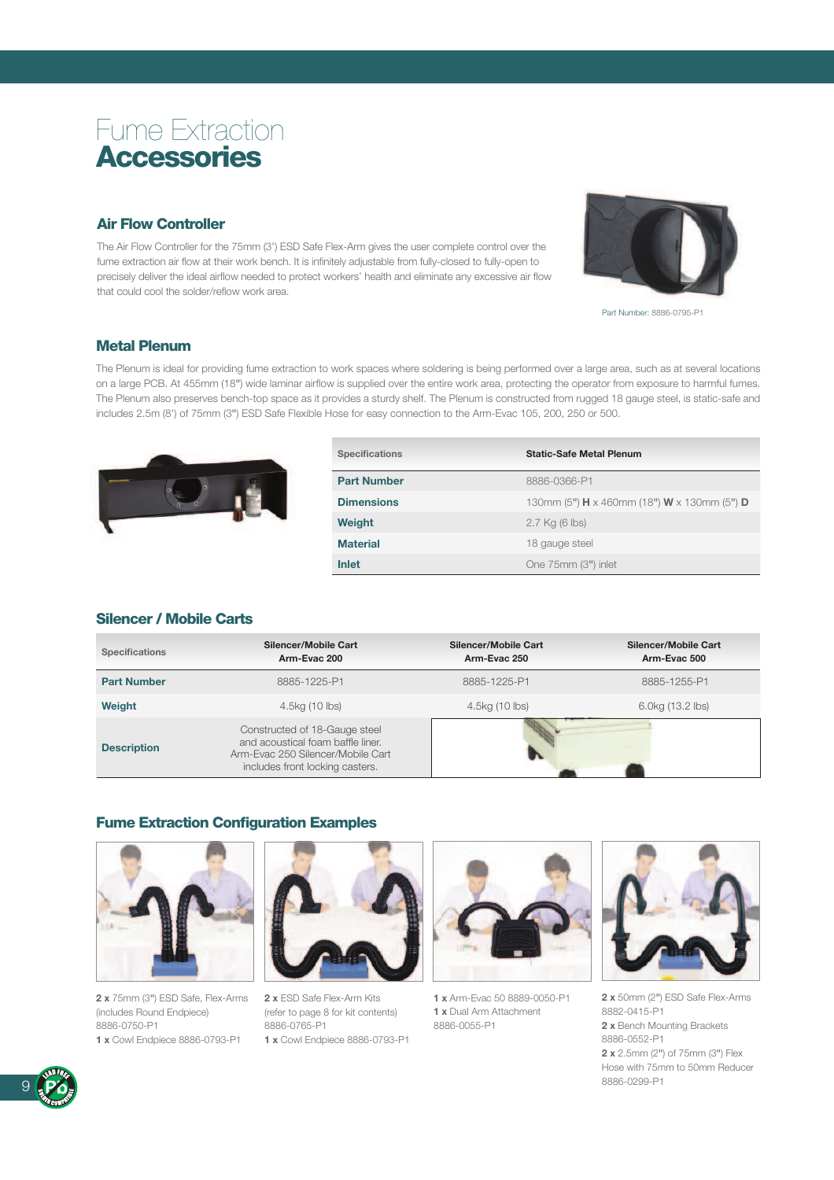# Fume Extraction Accessories

## Air Flow Controller

The Air Flow Controller for the 75mm (3") ESD Safe Flex-Arm gives the user complete control over the fume extraction air flow at their work bench. It is infinitely adjustable from fully-closed to fully-open to precisely deliver the ideal airflow needed to protect workers' health and eliminate any excessive air flow that could cool the solder/reflow work area.

Part Number: 8886-0795-P1

## Metal Plenum

The Plenum is ideal for providing fume extraction to work spaces where soldering is being performed over a large area, such as at several locations on a large PCB. At 455mm (18") wide laminar airflow is supplied over the entire work area, protecting the operator from exposure to harmful fumes. The Plenum also preserves bench-top space as it provides a sturdy shelf. The Plenum is constructed from rugged 18 gauge steel, is static-safe and includes 2.5m (8') of 75mm (3") ESD Safe Flexible Hose for easy connection to the Arm-Evac 105, 200, 250 or 500.

| Specifications | Static-Safe Metal Plenum |
|---|---|
| **Part Number** | 8886-0366-P1 |
| **Dimensions** | 130mm (5") **H** x 460mm (18") **W** x 130mm (5") **D** |
| **Weight** | 2.7 Kg (6 lbs) |
| **Material** | 18 gauge steel |
| **Inlet** | One 75mm (3") inlet |

## Silencer / Mobile Carts

| Specifications | Silencer/Mobile Cart Arm-Evac 200 | Silencer/Mobile Cart Arm-Evac 250 | Silencer/Mobile Cart Arm-Evac 500 |
|---|---|---|---|
| **Part Number** | 8885-1225-P1 | 8885-1225-P1 | 8885-1255-P1 |
| **Weight** | 4.5kg (10 lbs) | 4.5kg (10 lbs) | 6.0kg (13.2 lbs) |
| **Description** | Constructed of 18-Gauge steel and acoustical foam baffle liner. Arm-Evac 250 Silencer/Mobile Cart includes front locking casters. | | |

## Fume Extraction Configuration Examples

**2 x** 75mm (3") ESD Safe, Flex-Arms (includes Round Endpiece) 8886-0750-P1
**1 x** Cowl Endpiece 8886-0793-P1

**2 x** ESD Safe Flex-Arm Kits (refer to page 8 for kit contents) 8886-0765-P1
**1 x** Cowl Endpiece 8886-0793-P1

**1 x** Arm-Evac 50 8889-0050-P1
**1 x** Dual Arm Attachment 8886-0055-P1

**2 x** 50mm (2") ESD Safe Flex-Arms 8882-0415-P1
**2 x** Bench Mounting Brackets 8886-0552-P1
**2 x** 2.5mm (2") of 75mm (3") Flex Hose with 75mm to 50mm Reducer 8886-0299-P1